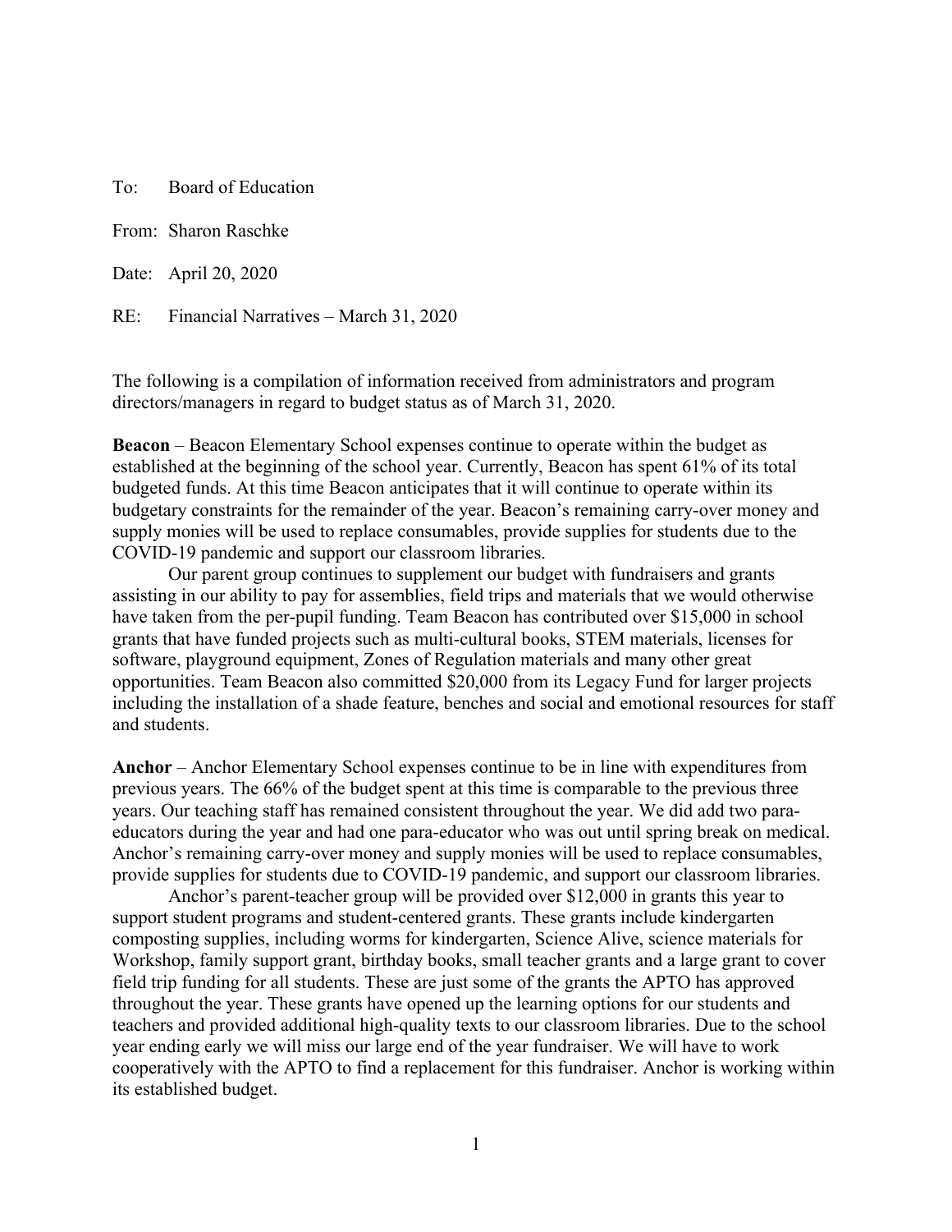To: Board of Education

From: Sharon Raschke

Date: April 20, 2020

RE: Financial Narratives – March 31, 2020

The following is a compilation of information received from administrators and program directors/managers in regard to budget status as of March 31, 2020.

**Beacon** – Beacon Elementary School expenses continue to operate within the budget as established at the beginning of the school year. Currently, Beacon has spent 61% of its total budgeted funds. At this time Beacon anticipates that it will continue to operate within its budgetary constraints for the remainder of the year. Beacon's remaining carry-over money and supply monies will be used to replace consumables, provide supplies for students due to the COVID-19 pandemic and support our classroom libraries.

Our parent group continues to supplement our budget with fundraisers and grants assisting in our ability to pay for assemblies, field trips and materials that we would otherwise have taken from the per-pupil funding. Team Beacon has contributed over $15,000 in school grants that have funded projects such as multi-cultural books, STEM materials, licenses for software, playground equipment, Zones of Regulation materials and many other great opportunities. Team Beacon also committed $20,000 from its Legacy Fund for larger projects including the installation of a shade feature, benches and social and emotional resources for staff and students.

**Anchor** – Anchor Elementary School expenses continue to be in line with expenditures from previous years. The 66% of the budget spent at this time is comparable to the previous three years. Our teaching staff has remained consistent throughout the year. We did add two para-educators during the year and had one para-educator who was out until spring break on medical. Anchor's remaining carry-over money and supply monies will be used to replace consumables, provide supplies for students due to COVID-19 pandemic, and support our classroom libraries.

Anchor's parent-teacher group will be provided over $12,000 in grants this year to support student programs and student-centered grants. These grants include kindergarten composting supplies, including worms for kindergarten, Science Alive, science materials for Workshop, family support grant, birthday books, small teacher grants and a large grant to cover field trip funding for all students. These are just some of the grants the APTO has approved throughout the year. These grants have opened up the learning options for our students and teachers and provided additional high-quality texts to our classroom libraries. Due to the school year ending early we will miss our large end of the year fundraiser. We will have to work cooperatively with the APTO to find a replacement for this fundraiser. Anchor is working within its established budget.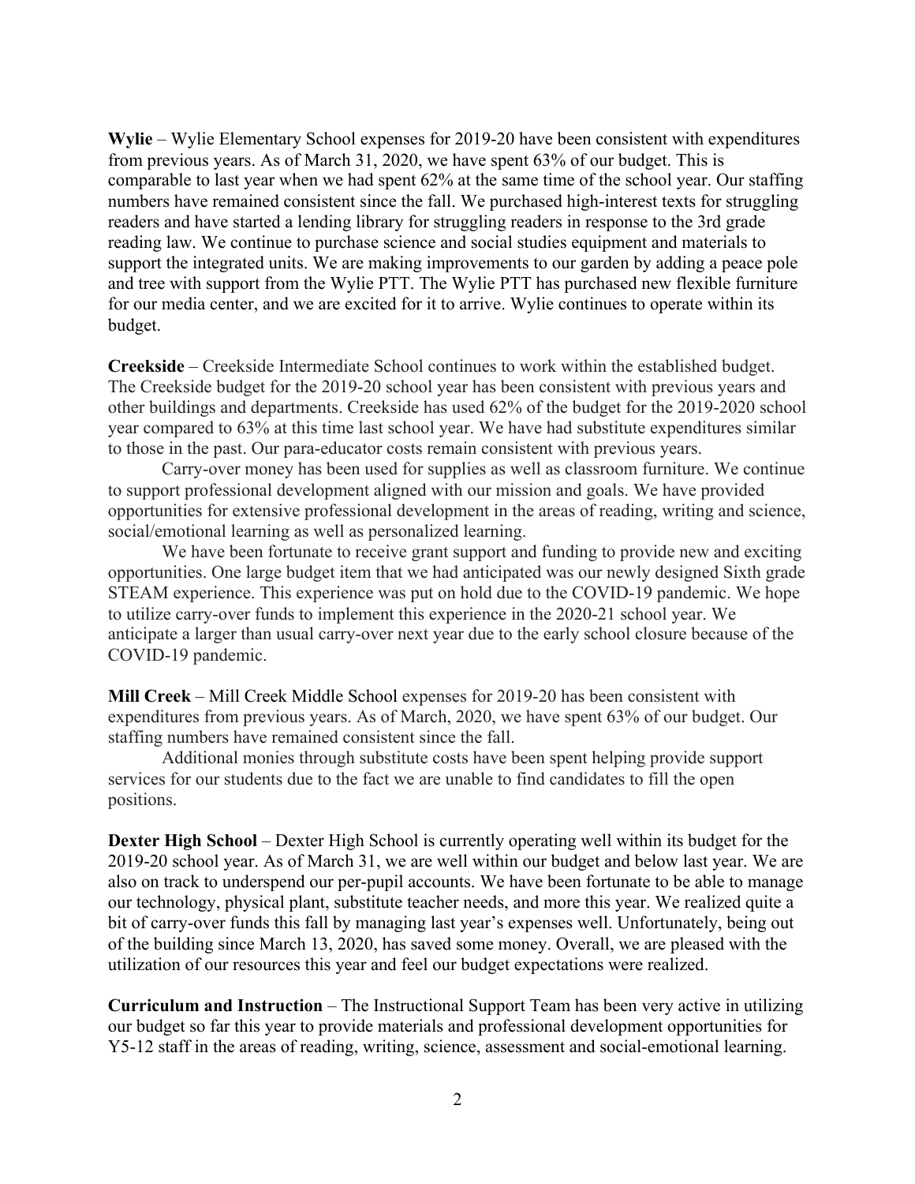**Wylie** – Wylie Elementary School expenses for 2019-20 have been consistent with expenditures from previous years. As of March 31, 2020, we have spent 63% of our budget. This is comparable to last year when we had spent 62% at the same time of the school year. Our staffing numbers have remained consistent since the fall. We purchased high-interest texts for struggling readers and have started a lending library for struggling readers in response to the 3rd grade reading law. We continue to purchase science and social studies equipment and materials to support the integrated units. We are making improvements to our garden by adding a peace pole and tree with support from the Wylie PTT. The Wylie PTT has purchased new flexible furniture for our media center, and we are excited for it to arrive. Wylie continues to operate within its budget.

**Creekside** – Creekside Intermediate School continues to work within the established budget. The Creekside budget for the 2019-20 school year has been consistent with previous years and other buildings and departments. Creekside has used 62% of the budget for the 2019-2020 school year compared to 63% at this time last school year. We have had substitute expenditures similar to those in the past. Our para-educator costs remain consistent with previous years.

Carry-over money has been used for supplies as well as classroom furniture. We continue to support professional development aligned with our mission and goals. We have provided opportunities for extensive professional development in the areas of reading, writing and science, social/emotional learning as well as personalized learning.

We have been fortunate to receive grant support and funding to provide new and exciting opportunities. One large budget item that we had anticipated was our newly designed Sixth grade STEAM experience. This experience was put on hold due to the COVID-19 pandemic. We hope to utilize carry-over funds to implement this experience in the 2020-21 school year. We anticipate a larger than usual carry-over next year due to the early school closure because of the COVID-19 pandemic.

**Mill Creek** – Mill Creek Middle School expenses for 2019-20 has been consistent with expenditures from previous years. As of March, 2020, we have spent 63% of our budget. Our staffing numbers have remained consistent since the fall.

Additional monies through substitute costs have been spent helping provide support services for our students due to the fact we are unable to find candidates to fill the open positions.

**Dexter High School** – Dexter High School is currently operating well within its budget for the 2019-20 school year. As of March 31, we are well within our budget and below last year. We are also on track to underspend our per-pupil accounts. We have been fortunate to be able to manage our technology, physical plant, substitute teacher needs, and more this year. We realized quite a bit of carry-over funds this fall by managing last year's expenses well. Unfortunately, being out of the building since March 13, 2020, has saved some money. Overall, we are pleased with the utilization of our resources this year and feel our budget expectations were realized.

**Curriculum and Instruction** – The Instructional Support Team has been very active in utilizing our budget so far this year to provide materials and professional development opportunities for Y5-12 staff in the areas of reading, writing, science, assessment and social-emotional learning.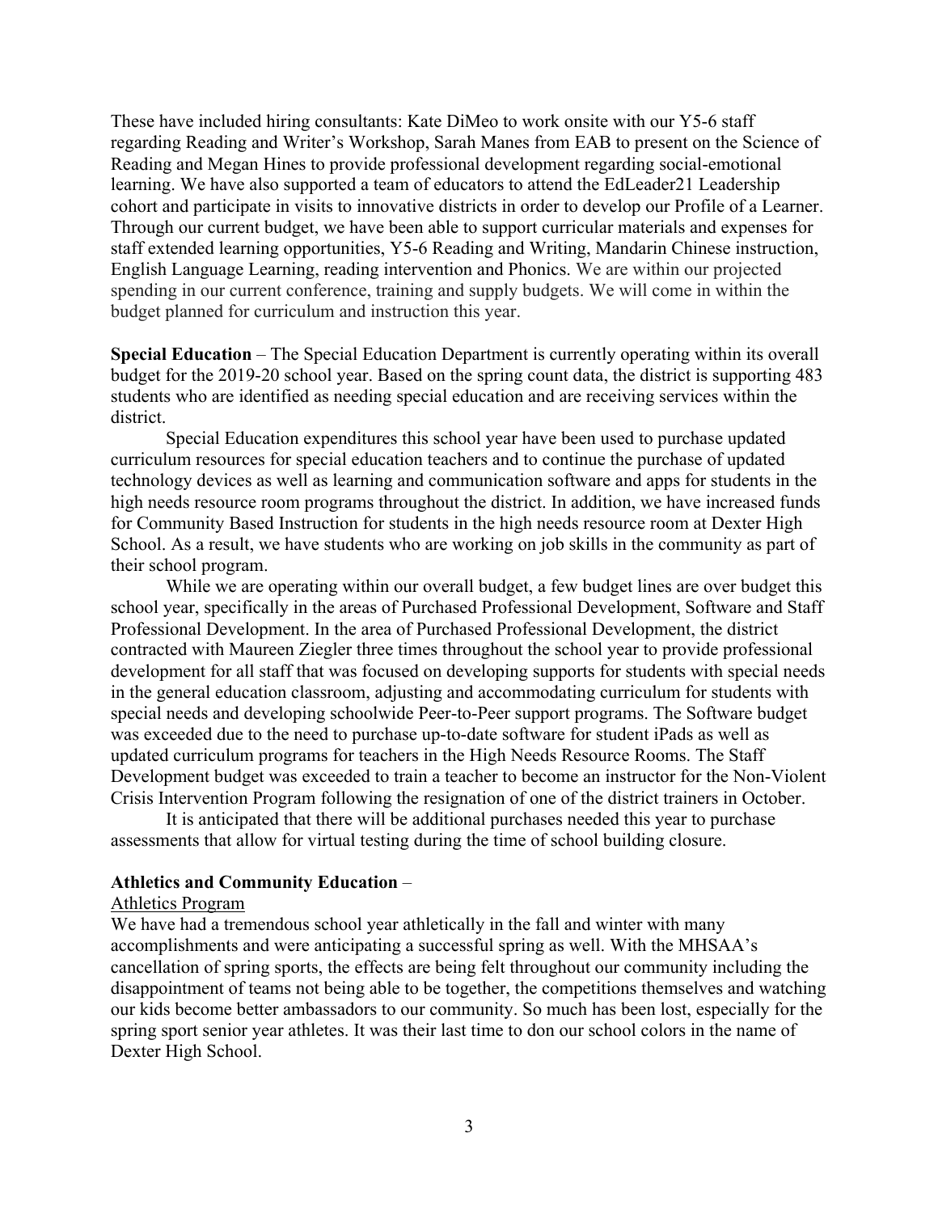These have included hiring consultants: Kate DiMeo to work onsite with our Y5-6 staff regarding Reading and Writer's Workshop, Sarah Manes from EAB to present on the Science of Reading and Megan Hines to provide professional development regarding social-emotional learning. We have also supported a team of educators to attend the EdLeader21 Leadership cohort and participate in visits to innovative districts in order to develop our Profile of a Learner. Through our current budget, we have been able to support curricular materials and expenses for staff extended learning opportunities, Y5-6 Reading and Writing, Mandarin Chinese instruction, English Language Learning, reading intervention and Phonics. We are within our projected spending in our current conference, training and supply budgets. We will come in within the budget planned for curriculum and instruction this year.

**Special Education** – The Special Education Department is currently operating within its overall budget for the 2019-20 school year. Based on the spring count data, the district is supporting 483 students who are identified as needing special education and are receiving services within the district.

Special Education expenditures this school year have been used to purchase updated curriculum resources for special education teachers and to continue the purchase of updated technology devices as well as learning and communication software and apps for students in the high needs resource room programs throughout the district. In addition, we have increased funds for Community Based Instruction for students in the high needs resource room at Dexter High School. As a result, we have students who are working on job skills in the community as part of their school program.

While we are operating within our overall budget, a few budget lines are over budget this school year, specifically in the areas of Purchased Professional Development, Software and Staff Professional Development. In the area of Purchased Professional Development, the district contracted with Maureen Ziegler three times throughout the school year to provide professional development for all staff that was focused on developing supports for students with special needs in the general education classroom, adjusting and accommodating curriculum for students with special needs and developing schoolwide Peer-to-Peer support programs. The Software budget was exceeded due to the need to purchase up-to-date software for student iPads as well as updated curriculum programs for teachers in the High Needs Resource Rooms. The Staff Development budget was exceeded to train a teacher to become an instructor for the Non-Violent Crisis Intervention Program following the resignation of one of the district trainers in October.

It is anticipated that there will be additional purchases needed this year to purchase assessments that allow for virtual testing during the time of school building closure.

**Athletics and Community Education** –

Athletics Program

We have had a tremendous school year athletically in the fall and winter with many accomplishments and were anticipating a successful spring as well. With the MHSAA's cancellation of spring sports, the effects are being felt throughout our community including the disappointment of teams not being able to be together, the competitions themselves and watching our kids become better ambassadors to our community. So much has been lost, especially for the spring sport senior year athletes. It was their last time to don our school colors in the name of Dexter High School.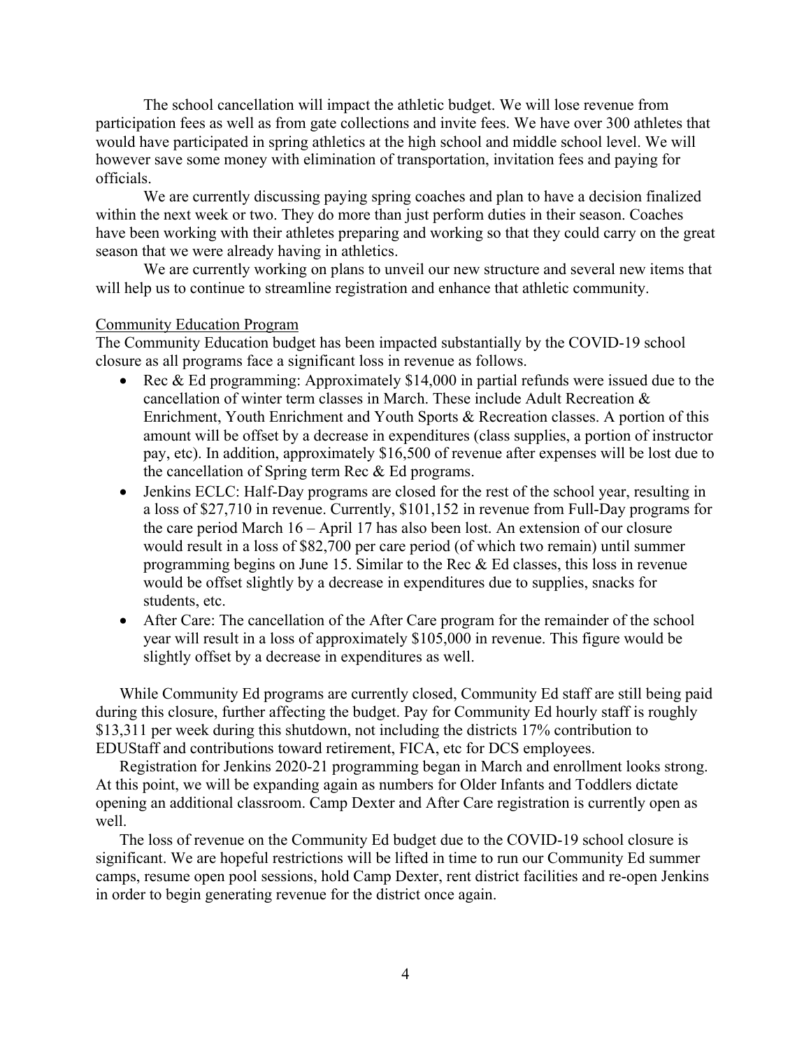The school cancellation will impact the athletic budget. We will lose revenue from participation fees as well as from gate collections and invite fees. We have over 300 athletes that would have participated in spring athletics at the high school and middle school level. We will however save some money with elimination of transportation, invitation fees and paying for officials.

We are currently discussing paying spring coaches and plan to have a decision finalized within the next week or two. They do more than just perform duties in their season. Coaches have been working with their athletes preparing and working so that they could carry on the great season that we were already having in athletics.

We are currently working on plans to unveil our new structure and several new items that will help us to continue to streamline registration and enhance that athletic community.

<u>Community Education Program</u>

The Community Education budget has been impacted substantially by the COVID-19 school closure as all programs face a significant loss in revenue as follows.

- Rec & Ed programming: Approximately $14,000 in partial refunds were issued due to the cancellation of winter term classes in March. These include Adult Recreation & Enrichment, Youth Enrichment and Youth Sports & Recreation classes. A portion of this amount will be offset by a decrease in expenditures (class supplies, a portion of instructor pay, etc). In addition, approximately $16,500 of revenue after expenses will be lost due to the cancellation of Spring term Rec & Ed programs.
- Jenkins ECLC: Half-Day programs are closed for the rest of the school year, resulting in a loss of $27,710 in revenue. Currently, $101,152 in revenue from Full-Day programs for the care period March 16 – April 17 has also been lost. An extension of our closure would result in a loss of $82,700 per care period (of which two remain) until summer programming begins on June 15. Similar to the Rec & Ed classes, this loss in revenue would be offset slightly by a decrease in expenditures due to supplies, snacks for students, etc.
- After Care: The cancellation of the After Care program for the remainder of the school year will result in a loss of approximately $105,000 in revenue. This figure would be slightly offset by a decrease in expenditures as well.

While Community Ed programs are currently closed, Community Ed staff are still being paid during this closure, further affecting the budget. Pay for Community Ed hourly staff is roughly $13,311 per week during this shutdown, not including the districts 17% contribution to EDUStaff and contributions toward retirement, FICA, etc for DCS employees.

Registration for Jenkins 2020-21 programming began in March and enrollment looks strong. At this point, we will be expanding again as numbers for Older Infants and Toddlers dictate opening an additional classroom. Camp Dexter and After Care registration is currently open as well.

The loss of revenue on the Community Ed budget due to the COVID-19 school closure is significant. We are hopeful restrictions will be lifted in time to run our Community Ed summer camps, resume open pool sessions, hold Camp Dexter, rent district facilities and re-open Jenkins in order to begin generating revenue for the district once again.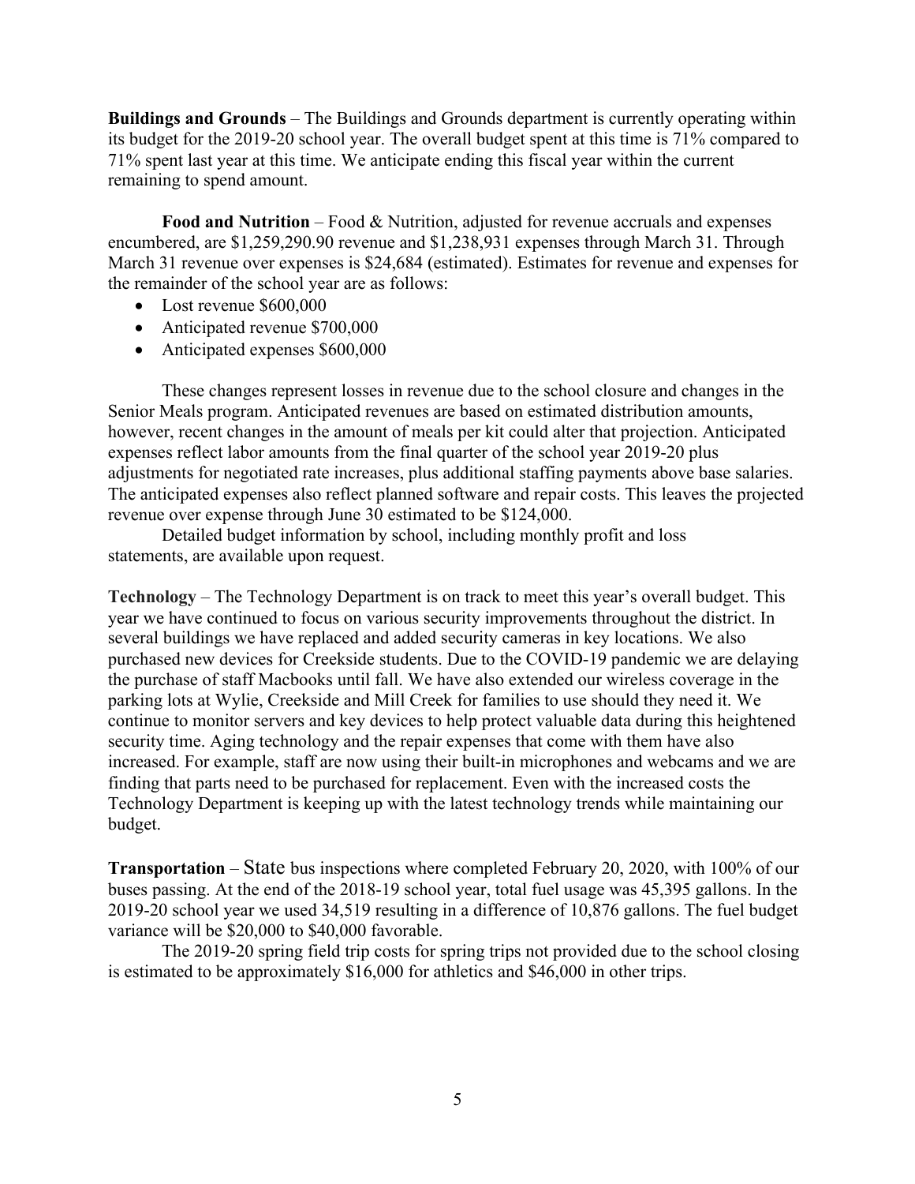**Buildings and Grounds** – The Buildings and Grounds department is currently operating within its budget for the 2019-20 school year. The overall budget spent at this time is 71% compared to 71% spent last year at this time. We anticipate ending this fiscal year within the current remaining to spend amount.

**Food and Nutrition** – Food & Nutrition, adjusted for revenue accruals and expenses encumbered, are $1,259,290.90 revenue and $1,238,931 expenses through March 31. Through March 31 revenue over expenses is $24,684 (estimated). Estimates for revenue and expenses for the remainder of the school year are as follows:

- Lost revenue $600,000
- Anticipated revenue $700,000
- Anticipated expenses $600,000

These changes represent losses in revenue due to the school closure and changes in the Senior Meals program. Anticipated revenues are based on estimated distribution amounts, however, recent changes in the amount of meals per kit could alter that projection. Anticipated expenses reflect labor amounts from the final quarter of the school year 2019-20 plus adjustments for negotiated rate increases, plus additional staffing payments above base salaries. The anticipated expenses also reflect planned software and repair costs. This leaves the projected revenue over expense through June 30 estimated to be $124,000.

Detailed budget information by school, including monthly profit and loss statements, are available upon request.

**Technology** – The Technology Department is on track to meet this year's overall budget. This year we have continued to focus on various security improvements throughout the district. In several buildings we have replaced and added security cameras in key locations. We also purchased new devices for Creekside students. Due to the COVID-19 pandemic we are delaying the purchase of staff Macbooks until fall. We have also extended our wireless coverage in the parking lots at Wylie, Creekside and Mill Creek for families to use should they need it. We continue to monitor servers and key devices to help protect valuable data during this heightened security time. Aging technology and the repair expenses that come with them have also increased. For example, staff are now using their built-in microphones and webcams and we are finding that parts need to be purchased for replacement. Even with the increased costs the Technology Department is keeping up with the latest technology trends while maintaining our budget.

**Transportation** – State bus inspections where completed February 20, 2020, with 100% of our buses passing. At the end of the 2018-19 school year, total fuel usage was 45,395 gallons. In the 2019-20 school year we used 34,519 resulting in a difference of 10,876 gallons. The fuel budget variance will be $20,000 to $40,000 favorable.

The 2019-20 spring field trip costs for spring trips not provided due to the school closing is estimated to be approximately $16,000 for athletics and $46,000 in other trips.